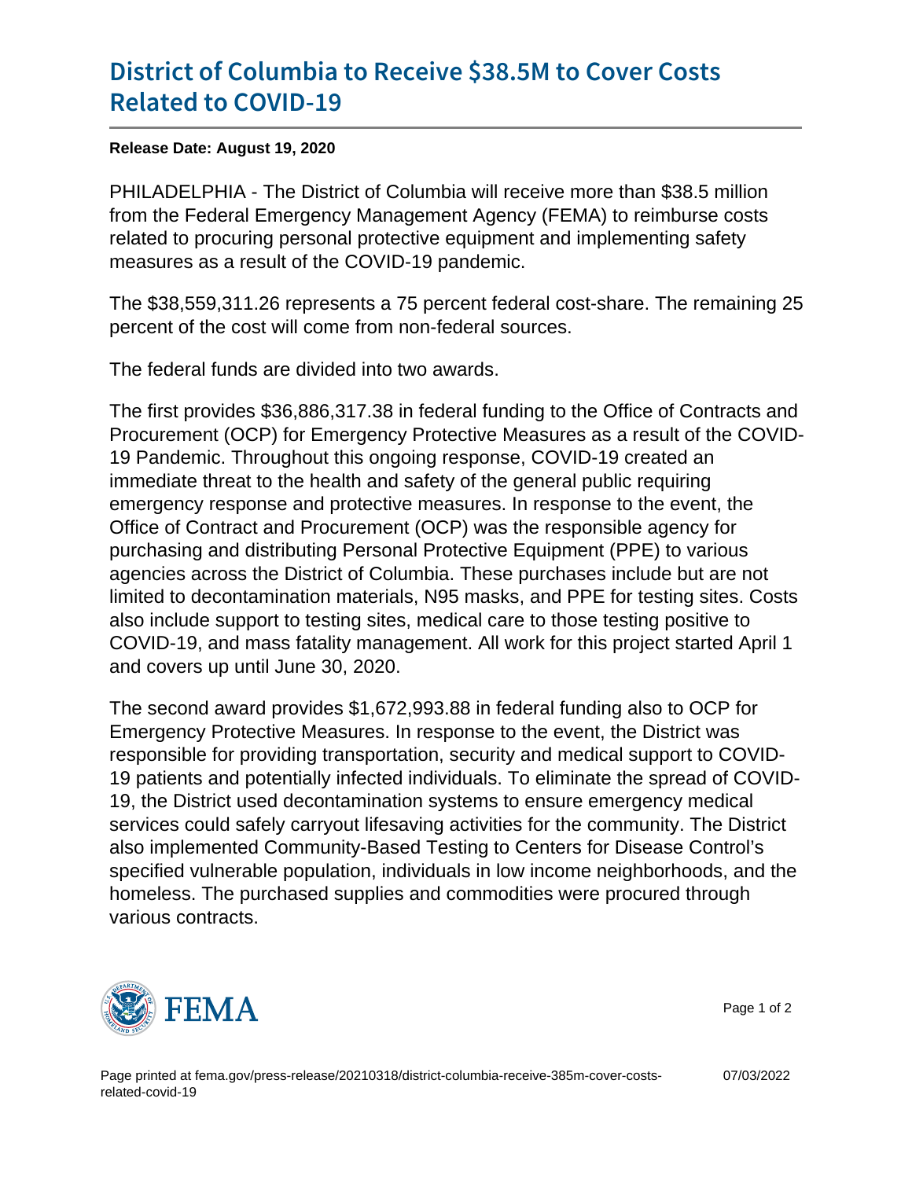# District of Columbia to Receive $38.5M to Cover Costs Related to COVID-19

**Release Date: August 19, 2020**

PHILADELPHIA - The District of Columbia will receive more than $38.5 million from the Federal Emergency Management Agency (FEMA) to reimburse costs related to procuring personal protective equipment and implementing safety measures as a result of the COVID-19 pandemic.

The $38,559,311.26 represents a 75 percent federal cost-share. The remaining 25 percent of the cost will come from non-federal sources.

The federal funds are divided into two awards.

The first provides $36,886,317.38 in federal funding to the Office of Contracts and Procurement (OCP) for Emergency Protective Measures as a result of the COVID-19 Pandemic. Throughout this ongoing response, COVID-19 created an immediate threat to the health and safety of the general public requiring emergency response and protective measures. In response to the event, the Office of Contract and Procurement (OCP) was the responsible agency for purchasing and distributing Personal Protective Equipment (PPE) to various agencies across the District of Columbia. These purchases include but are not limited to decontamination materials, N95 masks, and PPE for testing sites. Costs also include support to testing sites, medical care to those testing positive to COVID-19, and mass fatality management. All work for this project started April 1 and covers up until June 30, 2020.

The second award provides $1,672,993.88 in federal funding also to OCP for Emergency Protective Measures. In response to the event, the District was responsible for providing transportation, security and medical support to COVID-19 patients and potentially infected individuals. To eliminate the spread of COVID-19, the District used decontamination systems to ensure emergency medical services could safely carryout lifesaving activities for the community. The District also implemented Community-Based Testing to Centers for Disease Control's specified vulnerable population, individuals in low income neighborhoods, and the homeless. The purchased supplies and commodities were procured through various contracts.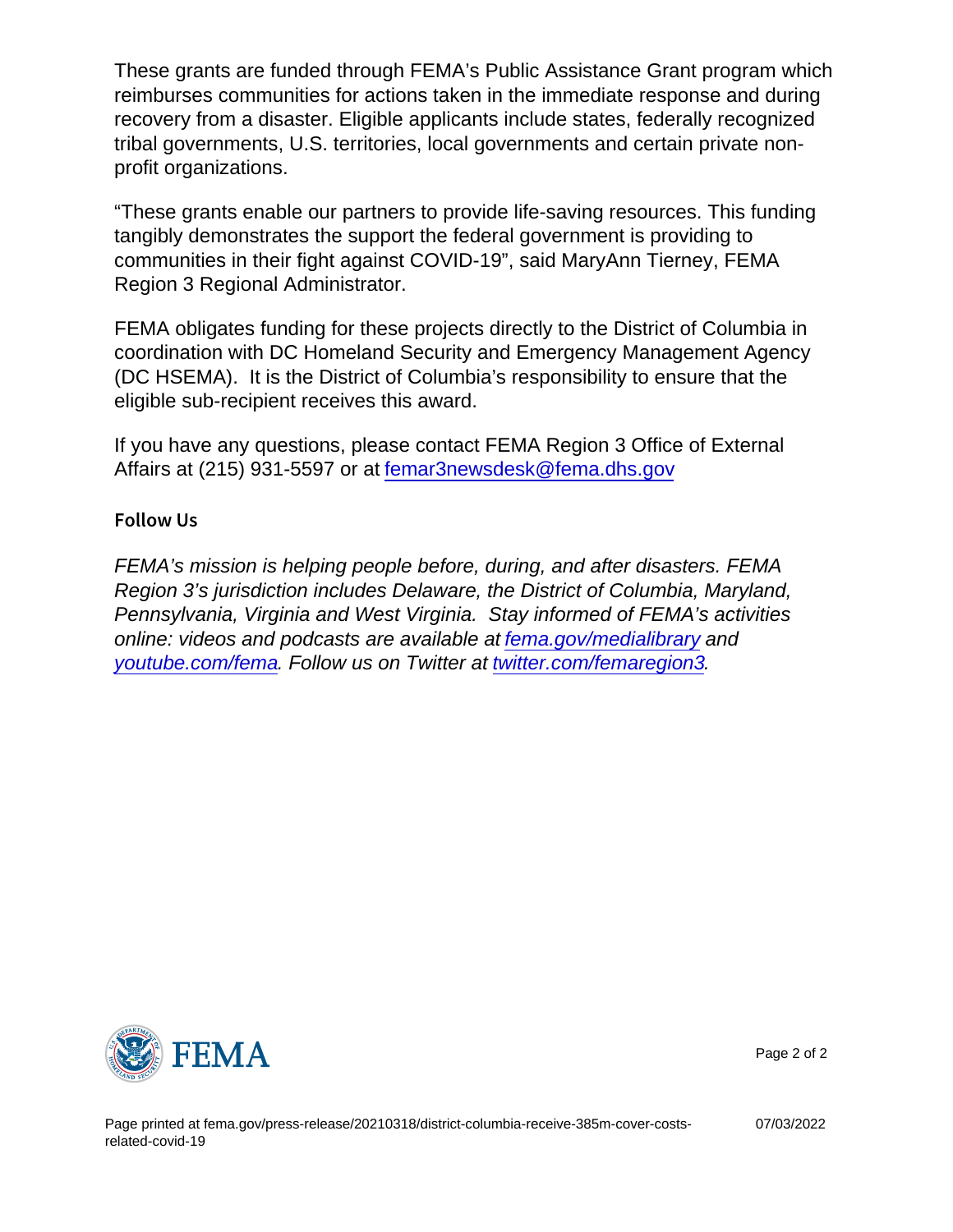These grants are funded through FEMA's Public Assistance Grant program which reimburses communities for actions taken in the immediate response and during recovery from a disaster. Eligible applicants include states, federally recognized tribal governments, U.S. territories, local governments and certain private non-profit organizations.

"These grants enable our partners to provide life-saving resources. This funding tangibly demonstrates the support the federal government is providing to communities in their fight against COVID-19", said MaryAnn Tierney, FEMA Region 3 Regional Administrator.

FEMA obligates funding for these projects directly to the District of Columbia in coordination with DC Homeland Security and Emergency Management Agency (DC HSEMA). It is the District of Columbia's responsibility to ensure that the eligible sub-recipient receives this award.

If you have any questions, please contact FEMA Region 3 Office of External Affairs at (215) 931-5597 or at femar3newsdesk@fema.dhs.gov

## Follow Us

*FEMA's mission is helping people before, during, and after disasters. FEMA Region 3's jurisdiction includes Delaware, the District of Columbia, Maryland, Pennsylvania, Virginia and West Virginia. Stay informed of FEMA's activities online: videos and podcasts are available at fema.gov/medialibrary and youtube.com/fema. Follow us on Twitter at twitter.com/femaregion3.*